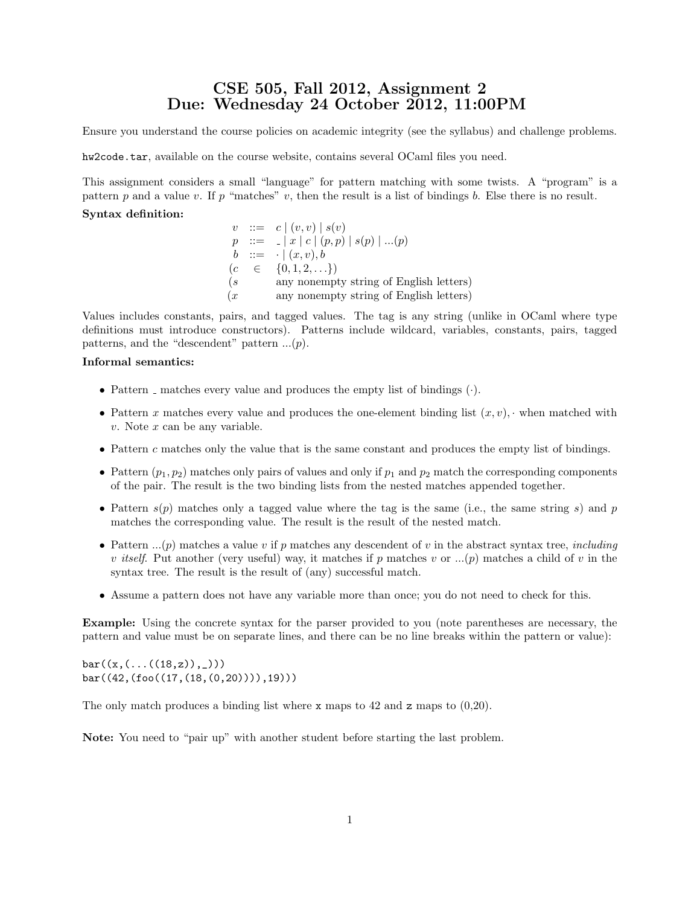# CSE 505, Fall 2012, Assignment 2
# Due: Wednesday 24 October 2012, 11:00PM

Ensure you understand the course policies on academic integrity (see the syllabus) and challenge problems.

`hw2code.tar`, available on the course website, contains several OCaml files you need.

This assignment considers a small "language" for pattern matching with some twists. A "program" is a pattern $p$ and a value $v$. If $p$ "matches" $v$, then the result is a list of bindings $b$. Else there is no result.

**Syntax definition:**

$$
\begin{array}{rcl}
v & ::= & c \mid (v, v) \mid s(v) \\
p & ::= & \_ \mid x \mid c \mid (p, p) \mid s(p) \mid ...(p) \\
b & ::= & \cdot \mid (x, v), b \\
(c & \in & \{0, 1, 2, \ldots\}) \\
(s & & \text{any nonempty string of English letters}) \\
(x & & \text{any nonempty string of English letters})
\end{array}
$$

Values includes constants, pairs, and tagged values. The tag is any string (unlike in OCaml where type definitions must introduce constructors). Patterns include wildcard, variables, constants, pairs, tagged patterns, and the "descendent" pattern $...(p)$.

**Informal semantics:**

- Pattern $\_$ matches every value and produces the empty list of bindings $(\cdot)$.
- Pattern $x$ matches every value and produces the one-element binding list $(x, v), \cdot$ when matched with $v$. Note $x$ can be any variable.
- Pattern $c$ matches only the value that is the same constant and produces the empty list of bindings.
- Pattern $(p_1, p_2)$ matches only pairs of values and only if $p_1$ and $p_2$ match the corresponding components of the pair. The result is the two binding lists from the nested matches appended together.
- Pattern $s(p)$ matches only a tagged value where the tag is the same (i.e., the same string $s$) and $p$ matches the corresponding value. The result is the result of the nested match.
- Pattern $...(p)$ matches a value $v$ if $p$ matches any descendent of $v$ in the abstract syntax tree, *including* $v$ *itself*. Put another (very useful) way, it matches if $p$ matches $v$ or $...(p)$ matches a child of $v$ in the syntax tree. The result is the result of (any) successful match.
- Assume a pattern does not have any variable more than once; you do not need to check for this.

**Example:** Using the concrete syntax for the parser provided to you (note parentheses are necessary, the pattern and value must be on separate lines, and there can be no line breaks within the pattern or value):

```
bar((x,(...((18,z)),_)))
bar((42,(foo((17,(18,(0,20)))),19)))
```

The only match produces a binding list where `x` maps to 42 and `z` maps to (0,20).

**Note:** You need to "pair up" with another student before starting the last problem.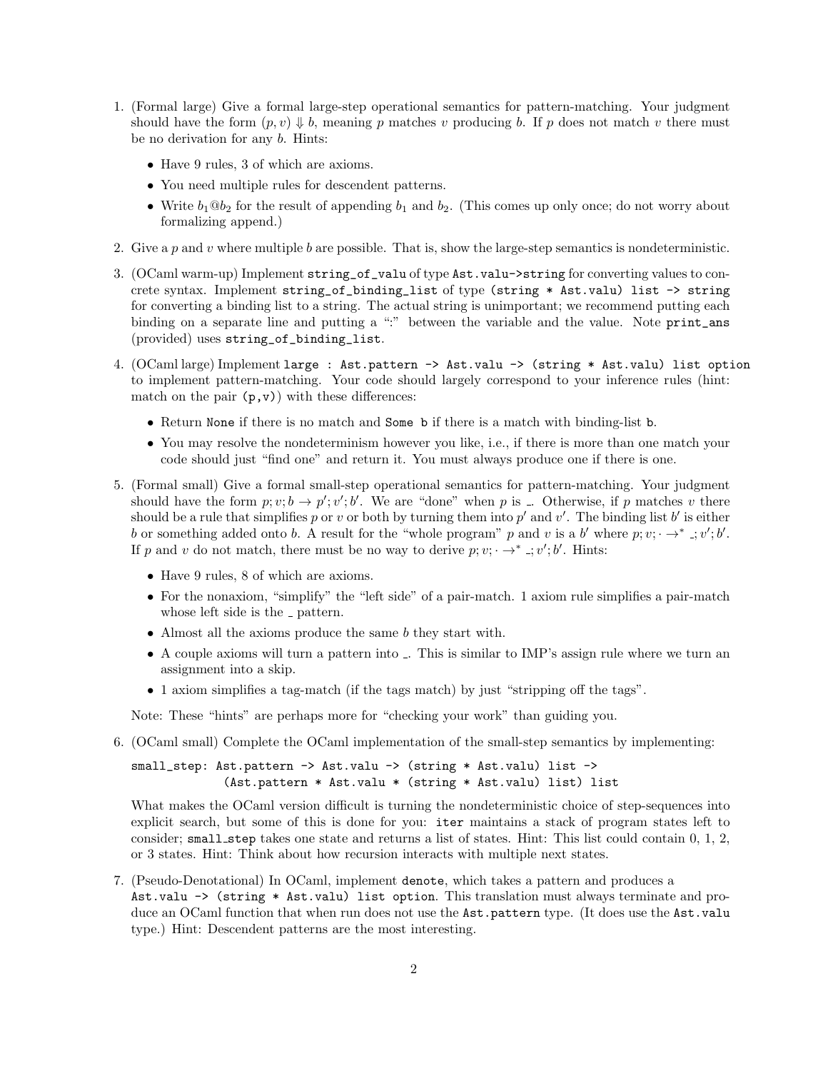1. (Formal large) Give a formal large-step operational semantics for pattern-matching. Your judgment should have the form $(p, v) \Downarrow b$, meaning $p$ matches $v$ producing $b$. If $p$ does not match $v$ there must be no derivation for any $b$. Hints:

   - Have 9 rules, 3 of which are axioms.
   - You need multiple rules for descendent patterns.
   - Write $b_1 @ b_2$ for the result of appending $b_1$ and $b_2$. (This comes up only once; do not worry about formalizing append.)

2. Give a $p$ and $v$ where multiple $b$ are possible. That is, show the large-step semantics is nondeterministic.

3. (OCaml warm-up) Implement `string_of_valu` of type `Ast.valu->string` for converting values to concrete syntax. Implement `string_of_binding_list` of type `(string * Ast.valu) list -> string` for converting a binding list to a string. The actual string is unimportant; we recommend putting each binding on a separate line and putting a ":" between the variable and the value. Note `print_ans` (provided) uses `string_of_binding_list`.

4. (OCaml large) Implement `large : Ast.pattern -> Ast.valu -> (string * Ast.valu) list option` to implement pattern-matching. Your code should largely correspond to your inference rules (hint: match on the pair `(p,v)`) with these differences:

   - Return `None` if there is no match and `Some b` if there is a match with binding-list `b`.
   - You may resolve the nondeterminism however you like, i.e., if there is more than one match your code should just "find one" and return it. You must always produce one if there is one.

5. (Formal small) Give a formal small-step operational semantics for pattern-matching. Your judgment should have the form $p; v; b \rightarrow p'; v'; b'$. We are "done" when $p$ is $\_$. Otherwise, if $p$ matches $v$ there should be a rule that simplifies $p$ or $v$ or both by turning them into $p'$ and $v'$. The binding list $b'$ is either $b$ or something added onto $b$. A result for the "whole program" $p$ and $v$ is a $b'$ where $p; v; \cdot \rightarrow^* \_; v'; b'$. If $p$ and $v$ do not match, there must be no way to derive $p; v; \cdot \rightarrow^* \_; v'; b'$. Hints:

   - Have 9 rules, 8 of which are axioms.
   - For the nonaxiom, "simplify" the "left side" of a pair-match. 1 axiom rule simplifies a pair-match whose left side is the $\_$ pattern.
   - Almost all the axioms produce the same $b$ they start with.
   - A couple axioms will turn a pattern into $\_$. This is similar to IMP's assign rule where we turn an assignment into a skip.
   - 1 axiom simplifies a tag-match (if the tags match) by just "stripping off the tags".

   Note: These "hints" are perhaps more for "checking your work" than guiding you.

6. (OCaml small) Complete the OCaml implementation of the small-step semantics by implementing:

   ```
   small_step: Ast.pattern -> Ast.valu -> (string * Ast.valu) list ->
               (Ast.pattern * Ast.valu * (string * Ast.valu) list) list
   ```

   What makes the OCaml version difficult is turning the nondeterministic choice of step-sequences into explicit search, but some of this is done for you: `iter` maintains a stack of program states left to consider; `small_step` takes one state and returns a list of states. Hint: This list could contain 0, 1, 2, or 3 states. Hint: Think about how recursion interacts with multiple next states.

7. (Pseudo-Denotational) In OCaml, implement `denote`, which takes a pattern and produces a `Ast.valu -> (string * Ast.valu) list option`. This translation must always terminate and produce an OCaml function that when run does not use the `Ast.pattern` type. (It does use the `Ast.valu` type.) Hint: Descendent patterns are the most interesting.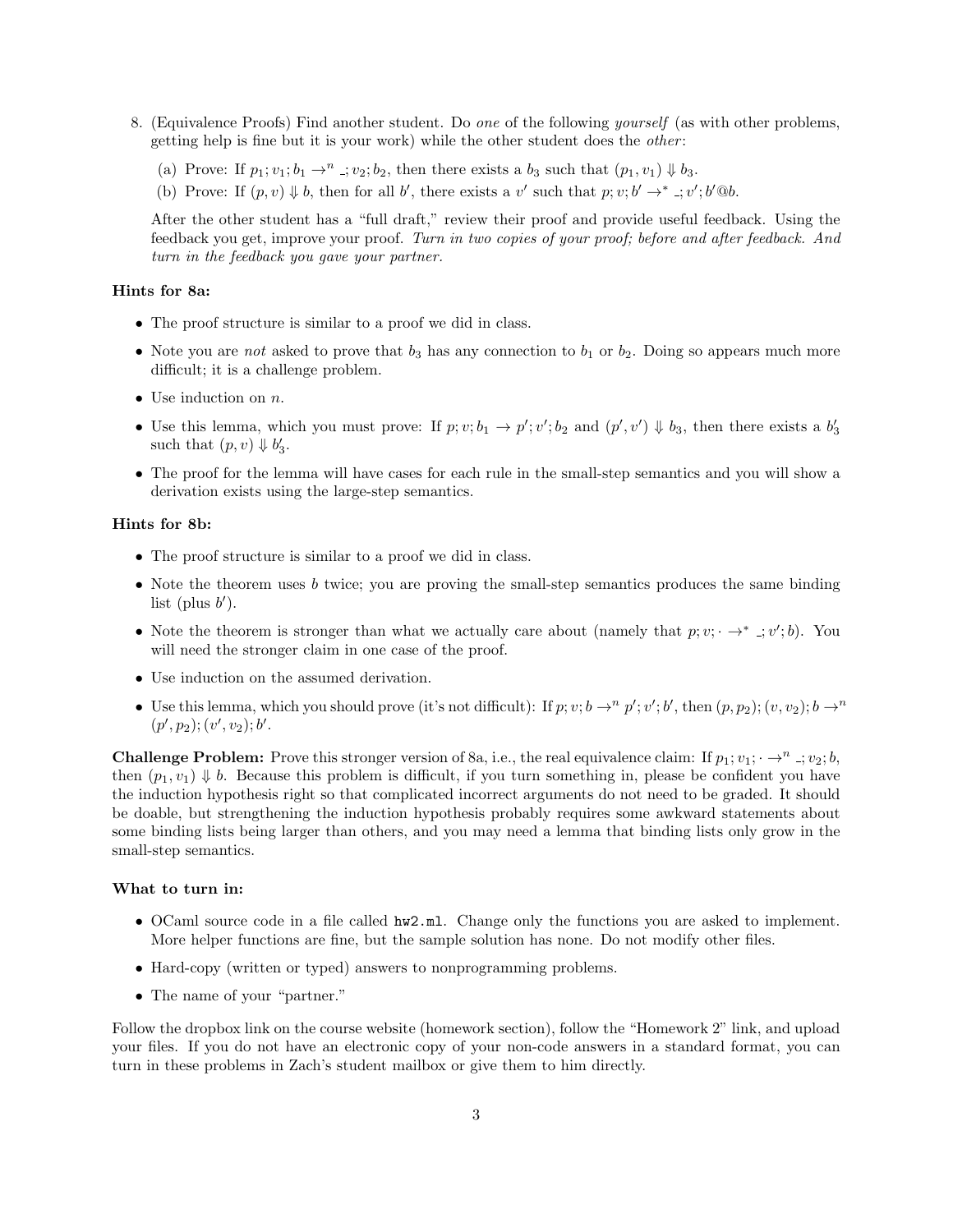8. (Equivalence Proofs) Find another student. Do *one* of the following *yourself* (as with other problems, getting help is fine but it is your work) while the other student does the *other*:

   (a) Prove: If $p_1; v_1; b_1 \rightarrow^n \_; v_2; b_2$, then there exists a $b_3$ such that $(p_1, v_1) \Downarrow b_3$.

   (b) Prove: If $(p, v) \Downarrow b$, then for all $b'$, there exists a $v'$ such that $p; v; b' \rightarrow^* \_; v'; b'@b$.

   After the other student has a "full draft," review their proof and provide useful feedback. Using the feedback you get, improve your proof. *Turn in two copies of your proof; before and after feedback. And turn in the feedback you gave your partner.*

**Hints for 8a:**

- The proof structure is similar to a proof we did in class.
- Note you are *not* asked to prove that $b_3$ has any connection to $b_1$ or $b_2$. Doing so appears much more difficult; it is a challenge problem.
- Use induction on $n$.
- Use this lemma, which you must prove: If $p; v; b_1 \rightarrow p'; v'; b_2$ and $(p', v') \Downarrow b_3$, then there exists a $b_3'$ such that $(p, v) \Downarrow b_3'$.
- The proof for the lemma will have cases for each rule in the small-step semantics and you will show a derivation exists using the large-step semantics.

**Hints for 8b:**

- The proof structure is similar to a proof we did in class.
- Note the theorem uses $b$ twice; you are proving the small-step semantics produces the same binding list (plus $b'$).
- Note the theorem is stronger than what we actually care about (namely that $p; v; \cdot \rightarrow^* \_; v'; b$). You will need the stronger claim in one case of the proof.
- Use induction on the assumed derivation.
- Use this lemma, which you should prove (it's not difficult): If $p; v; b \rightarrow^n p'; v'; b'$, then $(p, p_2); (v, v_2); b \rightarrow^n (p', p_2); (v', v_2); b'$.

**Challenge Problem:** Prove this stronger version of 8a, i.e., the real equivalence claim: If $p_1; v_1; \cdot \rightarrow^n \_; v_2; b$, then $(p_1, v_1) \Downarrow b$. Because this problem is difficult, if you turn something in, please be confident you have the induction hypothesis right so that complicated incorrect arguments do not need to be graded. It should be doable, but strengthening the induction hypothesis probably requires some awkward statements about some binding lists being larger than others, and you may need a lemma that binding lists only grow in the small-step semantics.

### What to turn in:

- OCaml source code in a file called `hw2.ml`. Change only the functions you are asked to implement. More helper functions are fine, but the sample solution has none. Do not modify other files.
- Hard-copy (written or typed) answers to nonprogramming problems.
- The name of your "partner."

Follow the dropbox link on the course website (homework section), follow the "Homework 2" link, and upload your files. If you do not have an electronic copy of your non-code answers in a standard format, you can turn in these problems in Zach's student mailbox or give them to him directly.